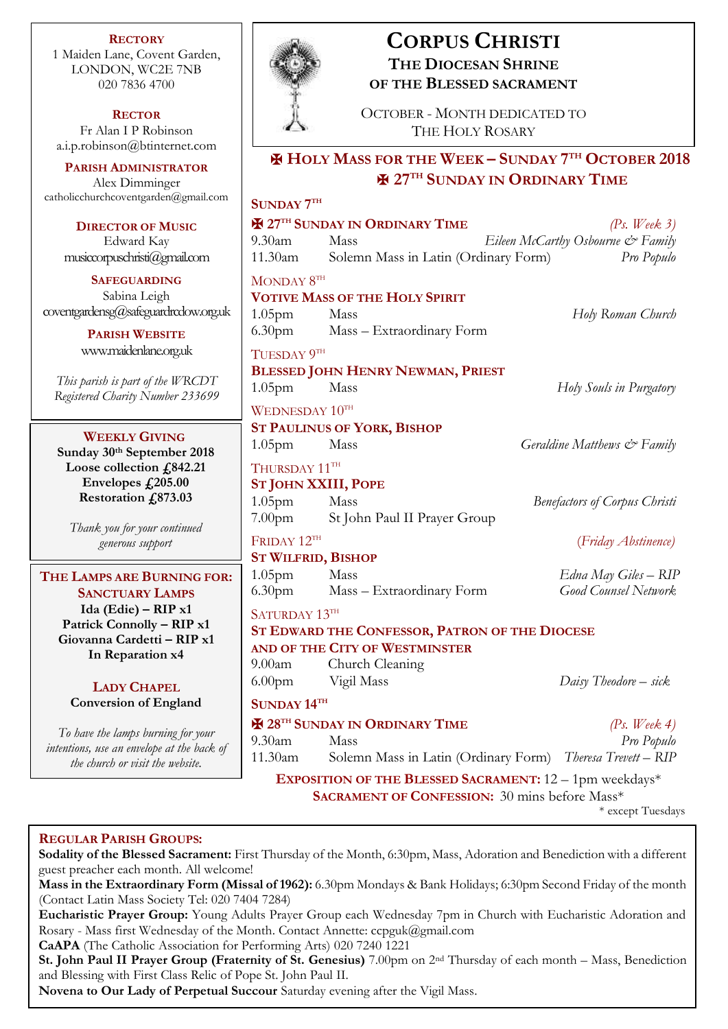# CORPUS CHRISTI

## THE DIOCESAN SHRINE OF THE BLESSED SACRAMENT

OCTOBER - MONTH DEDICATED TO THE HOLY ROSARY

## ✠ HOLY MASS FOR THE WEEK – SUNDAY 7TH OCTOBER 2018
## ✠ 27TH SUNDAY IN ORDINARY TIME

**SUNDAY 7TH**

**✠ 27TH SUNDAY IN ORDINARY TIME** *(Ps. Week 3)*

| | | |
|---|---|---|
| 9.30am | Mass | *Eileen McCarthy Osbourne & Family* |
| 11.30am | Solemn Mass in Latin (Ordinary Form) | *Pro Populo* |

MONDAY 8TH

**VOTIVE MASS OF THE HOLY SPIRIT**

| | | |
|---|---|---|
| 1.05pm | Mass | *Holy Roman Church* |
| 6.30pm | Mass – Extraordinary Form | |

TUESDAY 9TH

**BLESSED JOHN HENRY NEWMAN, PRIEST**

| | | |
|---|---|---|
| 1.05pm | Mass | *Holy Souls in Purgatory* |

WEDNESDAY 10TH

**ST PAULINUS OF YORK, BISHOP**

| | | |
|---|---|---|
| 1.05pm | Mass | *Geraldine Matthews & Family* |

THURSDAY 11TH

**ST JOHN XXIII, POPE**

| | | |
|---|---|---|
| 1.05pm | Mass | *Benefactors of Corpus Christi* |
| 7.00pm | St John Paul II Prayer Group | |

FRIDAY 12TH *(Friday Abstinence)*

**ST WILFRID, BISHOP**

| | | |
|---|---|---|
| 1.05pm | Mass | *Edna May Giles – RIP* |
| 6.30pm | Mass – Extraordinary Form | *Good Counsel Network* |

SATURDAY 13TH

**ST EDWARD THE CONFESSOR, PATRON OF THE DIOCESE AND OF THE CITY OF WESTMINSTER**

| | | |
|---|---|---|
| 9.00am | Church Cleaning | |
| 6.00pm | Vigil Mass | *Daisy Theodore – sick* |

**SUNDAY 14TH**

**✠ 28TH SUNDAY IN ORDINARY TIME** *(Ps. Week 4)*

| | | |
|---|---|---|
| 9.30am | Mass | *Pro Populo* |
| 11.30am | Solemn Mass in Latin (Ordinary Form) | *Theresa Trevett – RIP* |

**EXPOSITION OF THE BLESSED SACRAMENT:** 12 – 1pm weekdays*
**SACRAMENT OF CONFESSION:** 30 mins before Mass*

\* except Tuesdays

---

**RECTORY**
1 Maiden Lane, Covent Garden, LONDON, WC2E 7NB
020 7836 4700

**RECTOR**
Fr Alan I P Robinson
a.i.p.robinson@btinternet.com

**PARISH ADMINISTRATOR**
Alex Dimminger
catholicchurchcoventgarden@gmail.com

**DIRECTOR OF MUSIC**
Edward Kay
musiccorpuschristi@gmail.com

**SAFEGUARDING**
Sabina Leigh
coventgardensg@safeguardrcdow.org.uk

**PARISH WEBSITE**
www.maidenlane.org.uk

*This parish is part of the WRCDT Registered Charity Number 233699*

**WEEKLY GIVING**
**Sunday 30th September 2018**
**Loose collection £842.21**
**Envelopes £205.00**
**Restoration £873.03**

*Thank you for your continued generous support*

**THE LAMPS ARE BURNING FOR:**
**SANCTUARY LAMPS**
**Ida (Edie) – RIP x1**
**Patrick Connolly – RIP x1**
**Giovanna Cardetti – RIP x1**
**In Reparation x4**

**LADY CHAPEL**
**Conversion of England**

*To have the lamps burning for your intentions, use an envelope at the back of the church or visit the website.*

---

**REGULAR PARISH GROUPS:**

**Sodality of the Blessed Sacrament:** First Thursday of the Month, 6:30pm, Mass, Adoration and Benediction with a different guest preacher each month. All welcome!

**Mass in the Extraordinary Form (Missal of 1962):** 6.30pm Mondays & Bank Holidays; 6:30pm Second Friday of the month (Contact Latin Mass Society Tel: 020 7404 7284)

**Eucharistic Prayer Group:** Young Adults Prayer Group each Wednesday 7pm in Church with Eucharistic Adoration and Rosary - Mass first Wednesday of the Month. Contact Annette: ccpguk@gmail.com

**CaAPA** (The Catholic Association for Performing Arts) 020 7240 1221

**St. John Paul II Prayer Group (Fraternity of St. Genesius)** 7.00pm on 2nd Thursday of each month – Mass, Benediction and Blessing with First Class Relic of Pope St. John Paul II.

**Novena to Our Lady of Perpetual Succour** Saturday evening after the Vigil Mass.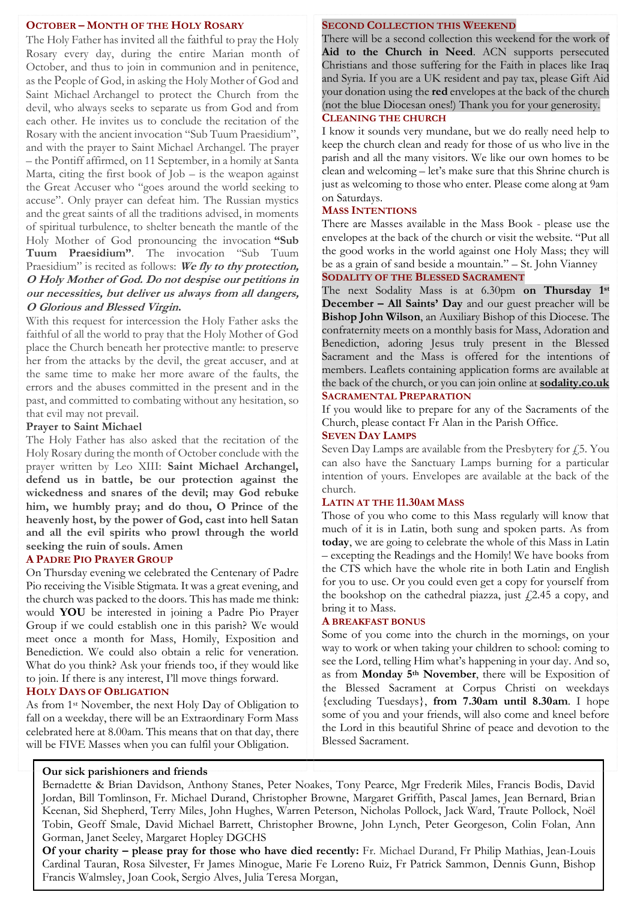## October – Month of the Holy Rosary

The Holy Father has invited all the faithful to pray the Holy Rosary every day, during the entire Marian month of October, and thus to join in communion and in penitence, as the People of God, in asking the Holy Mother of God and Saint Michael Archangel to protect the Church from the devil, who always seeks to separate us from God and from each other. He invites us to conclude the recitation of the Rosary with the ancient invocation "Sub Tuum Praesidium", and with the prayer to Saint Michael Archangel. The prayer – the Pontiff affirmed, on 11 September, in a homily at Santa Marta, citing the first book of Job – is the weapon against the Great Accuser who "goes around the world seeking to accuse". Only prayer can defeat him. The Russian mystics and the great saints of all the traditions advised, in moments of spiritual turbulence, to shelter beneath the mantle of the Holy Mother of God pronouncing the invocation **"Sub Tuum Praesidium"**. The invocation "Sub Tuum Praesidium" is recited as follows: ***We fly to thy protection, O Holy Mother of God. Do not despise our petitions in our necessities, but deliver us always from all dangers, O Glorious and Blessed Virgin.***

With this request for intercession the Holy Father asks the faithful of all the world to pray that the Holy Mother of God place the Church beneath her protective mantle: to preserve her from the attacks by the devil, the great accuser, and at the same time to make her more aware of the faults, the errors and the abuses committed in the present and in the past, and committed to combating without any hesitation, so that evil may not prevail.

**Prayer to Saint Michael**

The Holy Father has also asked that the recitation of the Holy Rosary during the month of October conclude with the prayer written by Leo XIII: **Saint Michael Archangel, defend us in battle, be our protection against the wickedness and snares of the devil; may God rebuke him, we humbly pray; and do thou, O Prince of the heavenly host, by the power of God, cast into hell Satan and all the evil spirits who prowl through the world seeking the ruin of souls. Amen**

## A Padre Pio Prayer Group

On Thursday evening we celebrated the Centenary of Padre Pio receiving the Visible Stigmata. It was a great evening, and the church was packed to the doors. This has made me think: would **YOU** be interested in joining a Padre Pio Prayer Group if we could establish one in this parish? We would meet once a month for Mass, Homily, Exposition and Benediction. We could also obtain a relic for veneration. What do you think? Ask your friends too, if they would like to join. If there is any interest, I'll move things forward.

## Holy Days of Obligation

As from 1st November, the next Holy Day of Obligation to fall on a weekday, there will be an Extraordinary Form Mass celebrated here at 8.00am. This means that on that day, there will be FIVE Masses when you can fulfil your Obligation.

## Second Collection this Weekend

There will be a second collection this weekend for the work of **Aid to the Church in Need**. ACN supports persecuted Christians and those suffering for the Faith in places like Iraq and Syria. If you are a UK resident and pay tax, please Gift Aid your donation using the **red** envelopes at the back of the church (not the blue Diocesan ones!) Thank you for your generosity.

## Cleaning the church

I know it sounds very mundane, but we do really need help to keep the church clean and ready for those of us who live in the parish and all the many visitors. We like our own homes to be clean and welcoming – let's make sure that this Shrine church is just as welcoming to those who enter. Please come along at 9am on Saturdays.

## Mass Intentions

There are Masses available in the Mass Book - please use the envelopes at the back of the church or visit the website. "Put all the good works in the world against one Holy Mass; they will be as a grain of sand beside a mountain." – St. John Vianney

## Sodality of the Blessed Sacrament

The next Sodality Mass is at 6.30pm **on Thursday 1st December – All Saints' Day** and our guest preacher will be **Bishop John Wilson**, an Auxiliary Bishop of this Diocese. The confraternity meets on a monthly basis for Mass, Adoration and Benediction, adoring Jesus truly present in the Blessed Sacrament and the Mass is offered for the intentions of members. Leaflets containing application forms are available at the back of the church, or you can join online at **sodality.co.uk**

## Sacramental Preparation

If you would like to prepare for any of the Sacraments of the Church, please contact Fr Alan in the Parish Office.

## Seven Day Lamps

Seven Day Lamps are available from the Presbytery for £5. You can also have the Sanctuary Lamps burning for a particular intention of yours. Envelopes are available at the back of the church.

## Latin at the 11.30am Mass

Those of you who come to this Mass regularly will know that much of it is in Latin, both sung and spoken parts. As from **today**, we are going to celebrate the whole of this Mass in Latin – excepting the Readings and the Homily! We have books from the CTS which have the whole rite in both Latin and English for you to use. Or you could even get a copy for yourself from the bookshop on the cathedral piazza, just £2.45 a copy, and bring it to Mass.

## A breakfast bonus

Some of you come into the church in the mornings, on your way to work or when taking your children to school: coming to see the Lord, telling Him what's happening in your day. And so, as from **Monday 5th November**, there will be Exposition of the Blessed Sacrament at Corpus Christi on weekdays {excluding Tuesdays}, **from 7.30am until 8.30am**. I hope some of you and your friends, will also come and kneel before the Lord in this beautiful Shrine of peace and devotion to the Blessed Sacrament.

**Our sick parishioners and friends**

Bernadette & Brian Davidson, Anthony Stanes, Peter Noakes, Tony Pearce, Mgr Frederik Miles, Francis Bodis, David Jordan, Bill Tomlinson, Fr. Michael Durand, Christopher Browne, Margaret Griffith, Pascal James, Jean Bernard, Brian Keenan, Sid Shepherd, Terry Miles, John Hughes, Warren Peterson, Nicholas Pollock, Jack Ward, Traute Pollock, Noël Tobin, Geoff Smale, David Michael Barrett, Christopher Browne, John Lynch, Peter Georgeson, Colin Folan, Ann Gorman, Janet Seeley, Margaret Hopley DGCHS

**Of your charity – please pray for those who have died recently:** Fr. Michael Durand, Fr Philip Mathias, Jean-Louis Cardinal Tauran, Rosa Silvester, Fr James Minogue, Marie Fe Loreno Ruiz, Fr Patrick Sammon, Dennis Gunn, Bishop Francis Walmsley, Joan Cook, Sergio Alves, Julia Teresa Morgan,